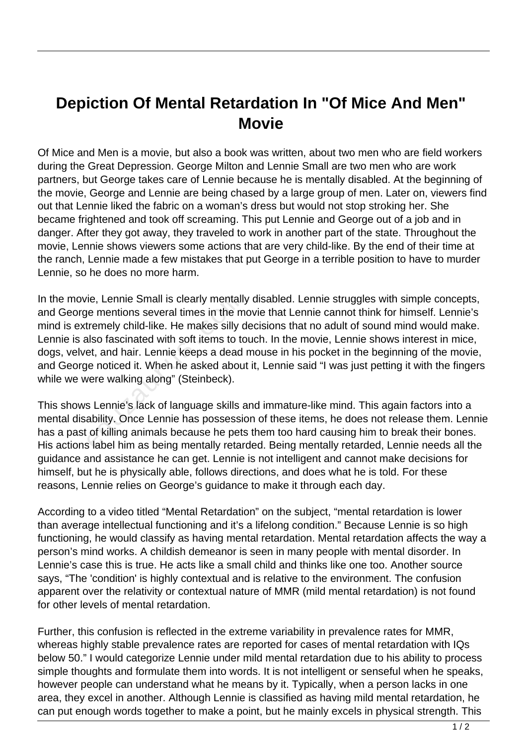# Depiction Of Mental Retardation In "Of Mice And Men" Movie

Of Mice and Men is a movie, but also a book was written, about two men who are field workers during the Great Depression. George Milton and Lennie Small are two men who are work partners, but George takes care of Lennie because he is mentally disabled. At the beginning of the movie, George and Lennie are being chased by a large group of men. Later on, viewers find out that Lennie liked the fabric on a woman's dress but would not stop stroking her. She became frightened and took off screaming. This put Lennie and George out of a job and in danger. After they got away, they traveled to work in another part of the state. Throughout the movie, Lennie shows viewers some actions that are very child-like. By the end of their time at the ranch, Lennie made a few mistakes that put George in a terrible position to have to murder Lennie, so he does no more harm.

In the movie, Lennie Small is clearly mentally disabled. Lennie struggles with simple concepts, and George mentions several times in the movie that Lennie cannot think for himself. Lennie's mind is extremely child-like. He makes silly decisions that no adult of sound mind would make. Lennie is also fascinated with soft items to touch. In the movie, Lennie shows interest in mice, dogs, velvet, and hair. Lennie keeps a dead mouse in his pocket in the beginning of the movie, and George noticed it. When he asked about it, Lennie said "I was just petting it with the fingers while we were walking along" (Steinbeck).

This shows Lennie's lack of language skills and immature-like mind. This again factors into a mental disability. Once Lennie has possession of these items, he does not release them. Lennie has a past of killing animals because he pets them too hard causing him to break their bones. His actions label him as being mentally retarded. Being mentally retarded, Lennie needs all the guidance and assistance he can get. Lennie is not intelligent and cannot make decisions for himself, but he is physically able, follows directions, and does what he is told. For these reasons, Lennie relies on George's guidance to make it through each day.

According to a video titled "Mental Retardation" on the subject, "mental retardation is lower than average intellectual functioning and it's a lifelong condition." Because Lennie is so high functioning, he would classify as having mental retardation. Mental retardation affects the way a person's mind works. A childish demeanor is seen in many people with mental disorder. In Lennie's case this is true. He acts like a small child and thinks like one too. Another source says, "The 'condition' is highly contextual and is relative to the environment. The confusion apparent over the relativity or contextual nature of MMR (mild mental retardation) is not found for other levels of mental retardation.

Further, this confusion is reflected in the extreme variability in prevalence rates for MMR, whereas highly stable prevalence rates are reported for cases of mental retardation with IQs below 50." I would categorize Lennie under mild mental retardation due to his ability to process simple thoughts and formulate them into words. It is not intelligent or senseful when he speaks, however people can understand what he means by it. Typically, when a person lacks in one area, they excel in another. Although Lennie is classified as having mild mental retardation, he can put enough words together to make a point, but he mainly excels in physical strength. This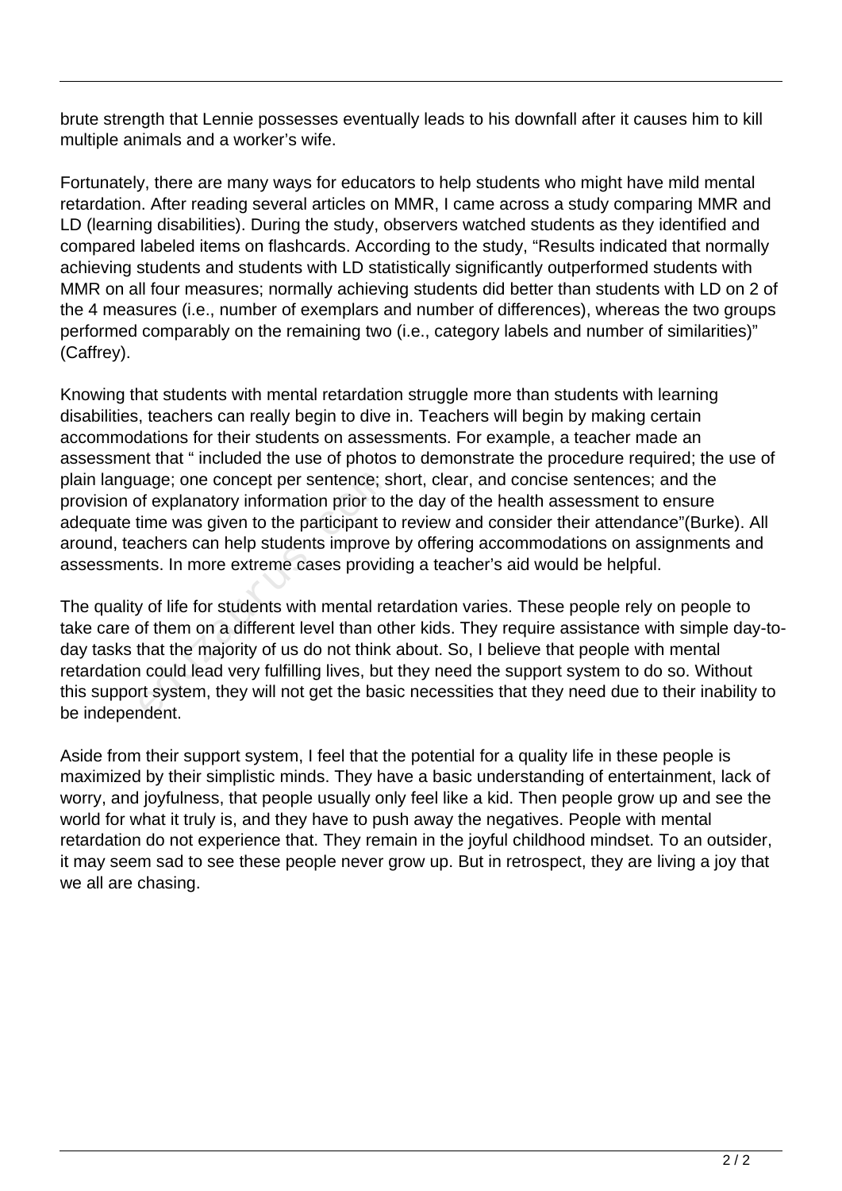brute strength that Lennie possesses eventually leads to his downfall after it causes him to kill multiple animals and a worker's wife.

Fortunately, there are many ways for educators to help students who might have mild mental retardation. After reading several articles on MMR, I came across a study comparing MMR and LD (learning disabilities). During the study, observers watched students as they identified and compared labeled items on flashcards. According to the study, "Results indicated that normally achieving students and students with LD statistically significantly outperformed students with MMR on all four measures; normally achieving students did better than students with LD on 2 of the 4 measures (i.e., number of exemplars and number of differences), whereas the two groups performed comparably on the remaining two (i.e., category labels and number of similarities)" (Caffrey).

Knowing that students with mental retardation struggle more than students with learning disabilities, teachers can really begin to dive in. Teachers will begin by making certain accommodations for their students on assessments. For example, a teacher made an assessment that " included the use of photos to demonstrate the procedure required; the use of plain language; one concept per sentence; short, clear, and concise sentences; and the provision of explanatory information prior to the day of the health assessment to ensure adequate time was given to the participant to review and consider their attendance"(Burke). All around, teachers can help students improve by offering accommodations on assignments and assessments. In more extreme cases providing a teacher's aid would be helpful.

The quality of life for students with mental retardation varies. These people rely on people to take care of them on a different level than other kids. They require assistance with simple day-to-day tasks that the majority of us do not think about. So, I believe that people with mental retardation could lead very fulfilling lives, but they need the support system to do so. Without this support system, they will not get the basic necessities that they need due to their inability to be independent.

Aside from their support system, I feel that the potential for a quality life in these people is maximized by their simplistic minds. They have a basic understanding of entertainment, lack of worry, and joyfulness, that people usually only feel like a kid. Then people grow up and see the world for what it truly is, and they have to push away the negatives. People with mental retardation do not experience that. They remain in the joyful childhood mindset. To an outsider, it may seem sad to see these people never grow up. But in retrospect, they are living a joy that we all are chasing.